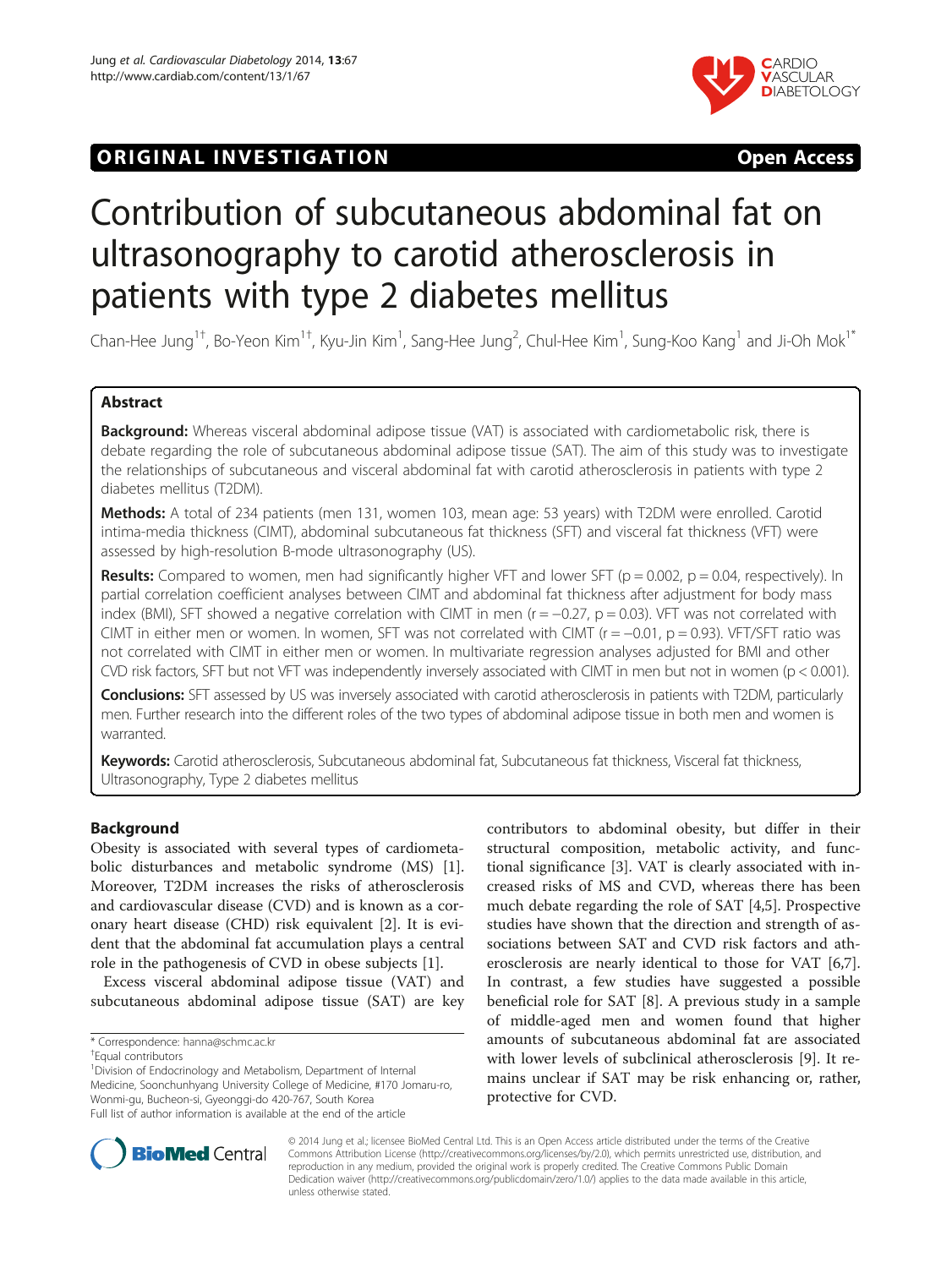ORIGINAL INVESTIGATION **Open Access**

# Contribution of subcutaneous abdominal fat on ultrasonography to carotid atherosclerosis in patients with type 2 diabetes mellitus

Chan-Hee Jung[1†], Bo-Yeon Kim[1†], Kyu-Jin Kim[1], Sang-Hee Jung[2], Chul-Hee Kim[1], Sung-Koo Kang[1] and Ji-Oh Mok[1*]

## Abstract

**Background:** Whereas visceral abdominal adipose tissue (VAT) is associated with cardiometabolic risk, there is debate regarding the role of subcutaneous abdominal adipose tissue (SAT). The aim of this study was to investigate the relationships of subcutaneous and visceral abdominal fat with carotid atherosclerosis in patients with type 2 diabetes mellitus (T2DM).

**Methods:** A total of 234 patients (men 131, women 103, mean age: 53 years) with T2DM were enrolled. Carotid intima-media thickness (CIMT), abdominal subcutaneous fat thickness (SFT) and visceral fat thickness (VFT) were assessed by high-resolution B-mode ultrasonography (US).

**Results:** Compared to women, men had significantly higher VFT and lower SFT ($p = 0.002$, $p = 0.04$, respectively). In partial correlation coefficient analyses between CIMT and abdominal fat thickness after adjustment for body mass index (BMI), SFT showed a negative correlation with CIMT in men ($r = -0.27$, $p = 0.03$). VFT was not correlated with CIMT in either men or women. In women, SFT was not correlated with CIMT ($r = -0.01$, $p = 0.93$). VFT/SFT ratio was not correlated with CIMT in either men or women. In multivariate regression analyses adjusted for BMI and other CVD risk factors, SFT but not VFT was independently inversely associated with CIMT in men but not in women ($p < 0.001$).

**Conclusions:** SFT assessed by US was inversely associated with carotid atherosclerosis in patients with T2DM, particularly men. Further research into the different roles of the two types of abdominal adipose tissue in both men and women is warranted.

**Keywords:** Carotid atherosclerosis, Subcutaneous abdominal fat, Subcutaneous fat thickness, Visceral fat thickness, Ultrasonography, Type 2 diabetes mellitus

## Background

Obesity is associated with several types of cardiometabolic disturbances and metabolic syndrome (MS) [1]. Moreover, T2DM increases the risks of atherosclerosis and cardiovascular disease (CVD) and is known as a coronary heart disease (CHD) risk equivalent [2]. It is evident that the abdominal fat accumulation plays a central role in the pathogenesis of CVD in obese subjects [1].

Excess visceral abdominal adipose tissue (VAT) and subcutaneous abdominal adipose tissue (SAT) are key contributors to abdominal obesity, but differ in their structural composition, metabolic activity, and functional significance [3]. VAT is clearly associated with increased risks of MS and CVD, whereas there has been much debate regarding the role of SAT [4,5]. Prospective studies have shown that the direction and strength of associations between SAT and CVD risk factors and atherosclerosis are nearly identical to those for VAT [6,7]. In contrast, a few studies have suggested a possible beneficial role for SAT [8]. A previous study in a sample of middle-aged men and women found that higher amounts of subcutaneous abdominal fat are associated with lower levels of subclinical atherosclerosis [9]. It remains unclear if SAT may be risk enhancing or, rather, protective for CVD.

\* Correspondence: hanna@schmc.ac.kr
†Equal contributors
[1]Division of Endocrinology and Metabolism, Department of Internal Medicine, Soonchunhyang University College of Medicine, #170 Jomaru-ro, Wonmi-gu, Bucheon-si, Gyeonggi-do 420-767, South Korea
Full list of author information is available at the end of the article

© 2014 Jung et al.; licensee BioMed Central Ltd. This is an Open Access article distributed under the terms of the Creative Commons Attribution License (http://creativecommons.org/licenses/by/2.0), which permits unrestricted use, distribution, and reproduction in any medium, provided the original work is properly credited. The Creative Commons Public Domain Dedication waiver (http://creativecommons.org/publicdomain/zero/1.0/) applies to the data made available in this article, unless otherwise stated.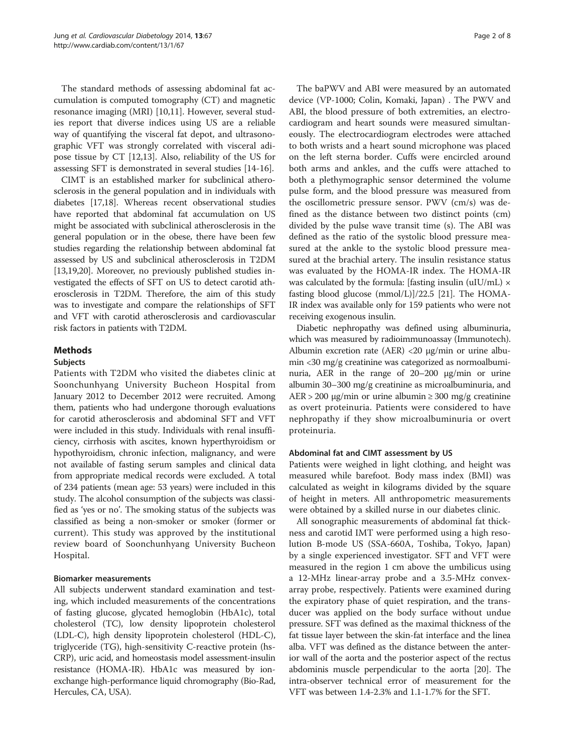The standard methods of assessing abdominal fat accumulation is computed tomography (CT) and magnetic resonance imaging (MRI) [10,11]. However, several studies report that diverse indices using US are a reliable way of quantifying the visceral fat depot, and ultrasonographic VFT was strongly correlated with visceral adipose tissue by CT [12,13]. Also, reliability of the US for assessing SFT is demonstrated in several studies [14-16].

CIMT is an established marker for subclinical atherosclerosis in the general population and in individuals with diabetes [17,18]. Whereas recent observational studies have reported that abdominal fat accumulation on US might be associated with subclinical atherosclerosis in the general population or in the obese, there have been few studies regarding the relationship between abdominal fat assessed by US and subclinical atherosclerosis in T2DM [13,19,20]. Moreover, no previously published studies investigated the effects of SFT on US to detect carotid atherosclerosis in T2DM. Therefore, the aim of this study was to investigate and compare the relationships of SFT and VFT with carotid atherosclerosis and cardiovascular risk factors in patients with T2DM.

## Methods

### Subjects

Patients with T2DM who visited the diabetes clinic at Soonchunhyang University Bucheon Hospital from January 2012 to December 2012 were recruited. Among them, patients who had undergone thorough evaluations for carotid atherosclerosis and abdominal SFT and VFT were included in this study. Individuals with renal insufficiency, cirrhosis with ascites, known hyperthyroidism or hypothyroidism, chronic infection, malignancy, and were not available of fasting serum samples and clinical data from appropriate medical records were excluded. A total of 234 patients (mean age: 53 years) were included in this study. The alcohol consumption of the subjects was classified as 'yes or no'. The smoking status of the subjects was classified as being a non-smoker or smoker (former or current). This study was approved by the institutional review board of Soonchunhyang University Bucheon Hospital.

### Biomarker measurements

All subjects underwent standard examination and testing, which included measurements of the concentrations of fasting glucose, glycated hemoglobin (HbA1c), total cholesterol (TC), low density lipoprotein cholesterol (LDL-C), high density lipoprotein cholesterol (HDL-C), triglyceride (TG), high-sensitivity C-reactive protein (hs-CRP), uric acid, and homeostasis model assessment-insulin resistance (HOMA-IR). HbA1c was measured by ion-exchange high-performance liquid chromography (Bio-Rad, Hercules, CA, USA).

The baPWV and ABI were measured by an automated device (VP-1000; Colin, Komaki, Japan) . The PWV and ABI, the blood pressure of both extremities, an electrocardiogram and heart sounds were measured simultaneously. The electrocardiogram electrodes were attached to both wrists and a heart sound microphone was placed on the left sterna border. Cuffs were encircled around both arms and ankles, and the cuffs were attached to both a plethymographic sensor determined the volume pulse form, and the blood pressure was measured from the oscillometric pressure sensor. PWV (cm/s) was defined as the distance between two distinct points (cm) divided by the pulse wave transit time (s). The ABI was defined as the ratio of the systolic blood pressure measured at the ankle to the systolic blood pressure measured at the brachial artery. The insulin resistance status was evaluated by the HOMA-IR index. The HOMA-IR was calculated by the formula: [fasting insulin (uIU/mL) × fasting blood glucose (mmol/L)]/22.5 [21]. The HOMA-IR index was available only for 159 patients who were not receiving exogenous insulin.

Diabetic nephropathy was defined using albuminuria, which was measured by radioimmunoassay (Immunotech). Albumin excretion rate (AER) <20 μg/min or urine albumin <30 mg/g creatinine was categorized as normoalbuminuria, AER in the range of 20–200 μg/min or urine albumin 30–300 mg/g creatinine as microalbuminuria, and AER > 200 μg/min or urine albumin ≥ 300 mg/g creatinine as overt proteinuria. Patients were considered to have nephropathy if they show microalbuminuria or overt proteinuria.

### Abdominal fat and CIMT assessment by US

Patients were weighed in light clothing, and height was measured while barefoot. Body mass index (BMI) was calculated as weight in kilograms divided by the square of height in meters. All anthropometric measurements were obtained by a skilled nurse in our diabetes clinic.

All sonographic measurements of abdominal fat thickness and carotid IMT were performed using a high resolution B-mode US (SSA-660A, Toshiba, Tokyo, Japan) by a single experienced investigator. SFT and VFT were measured in the region 1 cm above the umbilicus using a 12-MHz linear-array probe and a 3.5-MHz convex-array probe, respectively. Patients were examined during the expiratory phase of quiet respiration, and the transducer was applied on the body surface without undue pressure. SFT was defined as the maximal thickness of the fat tissue layer between the skin-fat interface and the linea alba. VFT was defined as the distance between the anterior wall of the aorta and the posterior aspect of the rectus abdominis muscle perpendicular to the aorta [20]. The intra-observer technical error of measurement for the VFT was between 1.4-2.3% and 1.1-1.7% for the SFT.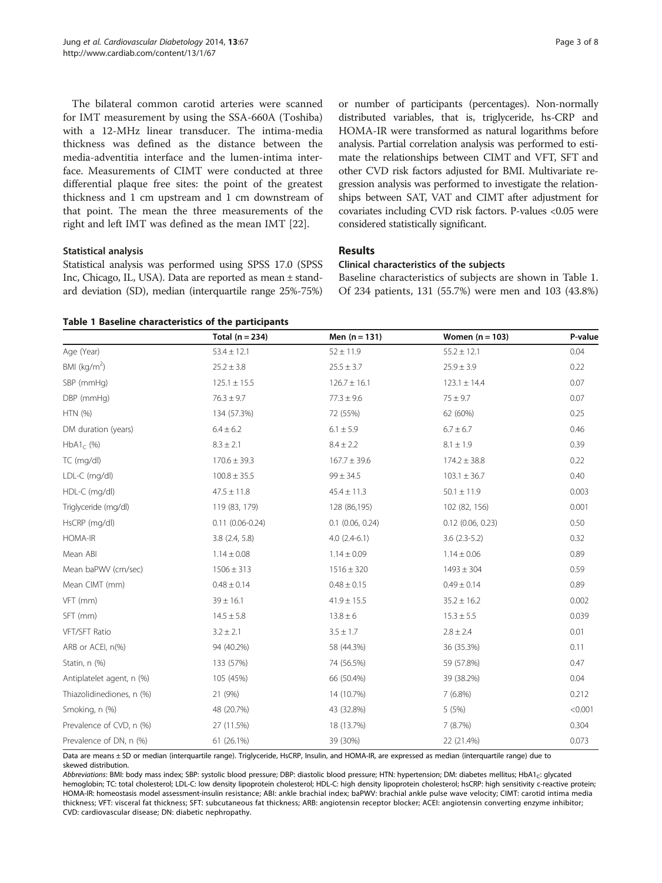The bilateral common carotid arteries were scanned for IMT measurement by using the SSA-660A (Toshiba) with a 12-MHz linear transducer. The intima-media thickness was defined as the distance between the media-adventitia interface and the lumen-intima interface. Measurements of CIMT were conducted at three differential plaque free sites: the point of the greatest thickness and 1 cm upstream and 1 cm downstream of that point. The mean the three measurements of the right and left IMT was defined as the mean IMT [22].

### Statistical analysis

Statistical analysis was performed using SPSS 17.0 (SPSS Inc, Chicago, IL, USA). Data are reported as mean ± standard deviation (SD), median (interquartile range 25%-75%) or number of participants (percentages). Non-normally distributed variables, that is, triglyceride, hs-CRP and HOMA-IR were transformed as natural logarithms before analysis. Partial correlation analysis was performed to estimate the relationships between CIMT and VFT, SFT and other CVD risk factors adjusted for BMI. Multivariate regression analysis was performed to investigate the relationships between SAT, VAT and CIMT after adjustment for covariates including CVD risk factors. P-values <0.05 were considered statistically significant.

## Results

### Clinical characteristics of the subjects

Baseline characteristics of subjects are shown in Table 1. Of 234 patients, 131 (55.7%) were men and 103 (43.8%)

**Table 1 Baseline characteristics of the participants**

| | Total (n = 234) | Men (n = 131) | Women (n = 103) | P-value |
|---|---|---|---|---|
| Age (Year) | 53.4 ± 12.1 | 52 ± 11.9 | 55.2 ± 12.1 | 0.04 |
| BMI (kg/m$^2$) | 25.2 ± 3.8 | 25.5 ± 3.7 | 25.9 ± 3.9 | 0.22 |
| SBP (mmHg) | 125.1 ± 15.5 | 126.7 ± 16.1 | 123.1 ± 14.4 | 0.07 |
| DBP (mmHg) | 76.3 ± 9.7 | 77.3 ± 9.6 | 75 ± 9.7 | 0.07 |
| HTN (%) | 134 (57.3%) | 72 (55%) | 62 (60%) | 0.25 |
| DM duration (years) | 6.4 ± 6.2 | 6.1 ± 5.9 | 6.7 ± 6.7 | 0.46 |
| HbA1$_C$ (%) | 8.3 ± 2.1 | 8.4 ± 2.2 | 8.1 ± 1.9 | 0.39 |
| TC (mg/dl) | 170.6 ± 39.3 | 167.7 ± 39.6 | 174.2 ± 38.8 | 0.22 |
| LDL-C (mg/dl) | 100.8 ± 35.5 | 99 ± 34.5 | 103.1 ± 36.7 | 0.40 |
| HDL-C (mg/dl) | 47.5 ± 11.8 | 45.4 ± 11.3 | 50.1 ± 11.9 | 0.003 |
| Triglyceride (mg/dl) | 119 (83, 179) | 128 (86,195) | 102 (82, 156) | 0.001 |
| HsCRP (mg/dl) | 0.11 (0.06-0.24) | 0.1 (0.06, 0.24) | 0.12 (0.06, 0.23) | 0.50 |
| HOMA-IR | 3.8 (2.4, 5.8) | 4.0 (2.4-6.1) | 3.6 (2.3-5.2) | 0.32 |
| Mean ABI | 1.14 ± 0.08 | 1.14 ± 0.09 | 1.14 ± 0.06 | 0.89 |
| Mean baPWV (cm/sec) | 1506 ± 313 | 1516 ± 320 | 1493 ± 304 | 0.59 |
| Mean CIMT (mm) | 0.48 ± 0.14 | 0.48 ± 0.15 | 0.49 ± 0.14 | 0.89 |
| VFT (mm) | 39 ± 16.1 | 41.9 ± 15.5 | 35.2 ± 16.2 | 0.002 |
| SFT (mm) | 14.5 ± 5.8 | 13.8 ± 6 | 15.3 ± 5.5 | 0.039 |
| VFT/SFT Ratio | 3.2 ± 2.1 | 3.5 ± 1.7 | 2.8 ± 2.4 | 0.01 |
| ARB or ACEI, n(%) | 94 (40.2%) | 58 (44.3%) | 36 (35.3%) | 0.11 |
| Statin, n (%) | 133 (57%) | 74 (56.5%) | 59 (57.8%) | 0.47 |
| Antiplatelet agent, n (%) | 105 (45%) | 66 (50.4%) | 39 (38.2%) | 0.04 |
| Thiazolidinediones, n (%) | 21 (9%) | 14 (10.7%) | 7 (6.8%) | 0.212 |
| Smoking, n (%) | 48 (20.7%) | 43 (32.8%) | 5 (5%) | <0.001 |
| Prevalence of CVD, n (%) | 27 (11.5%) | 18 (13.7%) | 7 (8.7%) | 0.304 |
| Prevalence of DN, n (%) | 61 (26.1%) | 39 (30%) | 22 (21.4%) | 0.073 |

Data are means ± SD or median (interquartile range). Triglyceride, HsCRP, Insulin, and HOMA-IR, are expressed as median (interquartile range) due to skewed distribution.

*Abbreviations*: BMI: body mass index; SBP: systolic blood pressure; DBP: diastolic blood pressure; HTN: hypertension; DM: diabetes mellitus; HbA1$_C$: glycated hemoglobin; TC: total cholesterol; LDL-C: low density lipoprotein cholesterol; HDL-C: high density lipoprotein cholesterol; hsCRP: high sensitivity c-reactive protein; HOMA-IR: homeostasis model assessment-insulin resistance; ABI: ankle brachial index; baPWV: brachial ankle pulse wave velocity; CIMT: carotid intima media thickness; VFT: visceral fat thickness; SFT: subcutaneous fat thickness; ARB: angiotensin receptor blocker; ACEI: angiotensin converting enzyme inhibitor; CVD: cardiovascular disease; DN: diabetic nephropathy.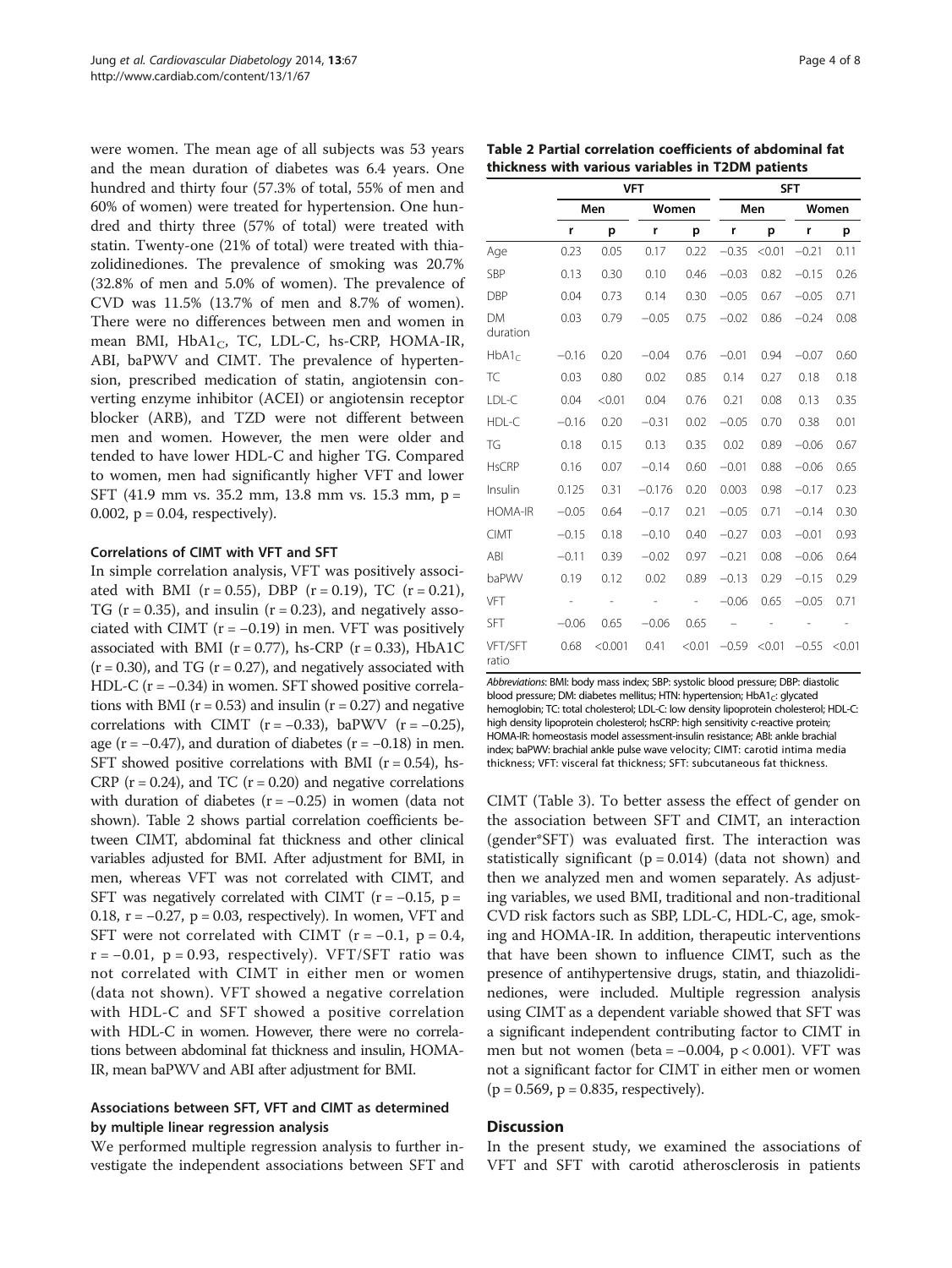were women. The mean age of all subjects was 53 years and the mean duration of diabetes was 6.4 years. One hundred and thirty four (57.3% of total, 55% of men and 60% of women) were treated for hypertension. One hundred and thirty three (57% of total) were treated with statin. Twenty-one (21% of total) were treated with thiazolidinediones. The prevalence of smoking was 20.7% (32.8% of men and 5.0% of women). The prevalence of CVD was 11.5% (13.7% of men and 8.7% of women). There were no differences between men and women in mean BMI, $HbA1_C$, TC, LDL-C, hs-CRP, HOMA-IR, ABI, baPWV and CIMT. The prevalence of hypertension, prescribed medication of statin, angiotensin converting enzyme inhibitor (ACEI) or angiotensin receptor blocker (ARB), and TZD were not different between men and women. However, the men were older and tended to have lower HDL-C and higher TG. Compared to women, men had significantly higher VFT and lower SFT (41.9 mm vs. 35.2 mm, 13.8 mm vs. 15.3 mm, $p = 0.002$, $p = 0.04$, respectively).

### Correlations of CIMT with VFT and SFT

In simple correlation analysis, VFT was positively associated with BMI ($r = 0.55$), DBP ($r = 0.19$), TC ($r = 0.21$), TG ($r = 0.35$), and insulin ($r = 0.23$), and negatively associated with CIMT ($r = -0.19$) in men. VFT was positively associated with BMI ($r = 0.77$), hs-CRP ($r = 0.33$), HbA1C ($r = 0.30$), and TG ($r = 0.27$), and negatively associated with HDL-C ($r = -0.34$) in women. SFT showed positive correlations with BMI ($r = 0.53$) and insulin ($r = 0.27$) and negative correlations with CIMT ($r = -0.33$), baPWV ($r = -0.25$), age ($r = -0.47$), and duration of diabetes ($r = -0.18$) in men. SFT showed positive correlations with BMI ($r = 0.54$), hs-CRP ($r = 0.24$), and TC ($r = 0.20$) and negative correlations with duration of diabetes ($r = -0.25$) in women (data not shown). Table 2 shows partial correlation coefficients between CIMT, abdominal fat thickness and other clinical variables adjusted for BMI. After adjustment for BMI, in men, whereas VFT was not correlated with CIMT, and SFT was negatively correlated with CIMT ($r = -0.15$, $p = 0.18$, $r = -0.27$, $p = 0.03$, respectively). In women, VFT and SFT were not correlated with CIMT ($r = -0.1$, $p = 0.4$, $r = -0.01$, $p = 0.93$, respectively). VFT/SFT ratio was not correlated with CIMT in either men or women (data not shown). VFT showed a negative correlation with HDL-C and SFT showed a positive correlation with HDL-C in women. However, there were no correlations between abdominal fat thickness and insulin, HOMA-IR, mean baPWV and ABI after adjustment for BMI.

### Associations between SFT, VFT and CIMT as determined by multiple linear regression analysis

We performed multiple regression analysis to further investigate the independent associations between SFT and CIMT (Table 3). To better assess the effect of gender on the association between SFT and CIMT, an interaction (gender*SFT) was evaluated first. The interaction was statistically significant ($p = 0.014$) (data not shown) and then we analyzed men and women separately. As adjusting variables, we used BMI, traditional and non-traditional CVD risk factors such as SBP, LDL-C, HDL-C, age, smoking and HOMA-IR. In addition, therapeutic interventions that have been shown to influence CIMT, such as the presence of antihypertensive drugs, statin, and thiazolidinediones, were included. Multiple regression analysis using CIMT as a dependent variable showed that SFT was a significant independent contributing factor to CIMT in men but not women (beta = −0.004, $p < 0.001$). VFT was not a significant factor for CIMT in either men or women ($p = 0.569$, $p = 0.835$, respectively).

**Table 2 Partial correlation coefficients of abdominal fat thickness with various variables in T2DM patients**

| | VFT | | | | SFT | | | |
|---|---|---|---|---|---|---|---|---|
| | Men | | Women | | Men | | Women | |
| | r | p | r | p | r | p | r | p |
| Age | 0.23 | 0.05 | 0.17 | 0.22 | −0.35 | <0.01 | −0.21 | 0.11 |
| SBP | 0.13 | 0.30 | 0.10 | 0.46 | −0.03 | 0.82 | −0.15 | 0.26 |
| DBP | 0.04 | 0.73 | 0.14 | 0.30 | −0.05 | 0.67 | −0.05 | 0.71 |
| DM duration | 0.03 | 0.79 | −0.05 | 0.75 | −0.02 | 0.86 | −0.24 | 0.08 |
| $HbA1_C$ | −0.16 | 0.20 | −0.04 | 0.76 | −0.01 | 0.94 | −0.07 | 0.60 |
| TC | 0.03 | 0.80 | 0.02 | 0.85 | 0.14 | 0.27 | 0.18 | 0.18 |
| LDL-C | 0.04 | <0.01 | 0.04 | 0.76 | 0.21 | 0.08 | 0.13 | 0.35 |
| HDL-C | −0.16 | 0.20 | −0.31 | 0.02 | −0.05 | 0.70 | 0.38 | 0.01 |
| TG | 0.18 | 0.15 | 0.13 | 0.35 | 0.02 | 0.89 | −0.06 | 0.67 |
| HsCRP | 0.16 | 0.07 | −0.14 | 0.60 | −0.01 | 0.88 | −0.06 | 0.65 |
| Insulin | 0.125 | 0.31 | −0.176 | 0.20 | 0.003 | 0.98 | −0.17 | 0.23 |
| HOMA-IR | −0.05 | 0.64 | −0.17 | 0.21 | −0.05 | 0.71 | −0.14 | 0.30 |
| CIMT | −0.15 | 0.18 | −0.10 | 0.40 | −0.27 | 0.03 | −0.01 | 0.93 |
| ABI | −0.11 | 0.39 | −0.02 | 0.97 | −0.21 | 0.08 | −0.06 | 0.64 |
| baPWV | 0.19 | 0.12 | 0.02 | 0.89 | −0.13 | 0.29 | −0.15 | 0.29 |
| VFT | - | - | - | - | −0.06 | 0.65 | −0.05 | 0.71 |
| SFT | −0.06 | 0.65 | −0.06 | 0.65 | – | - | - | - |
| VFT/SFT ratio | 0.68 | <0.001 | 0.41 | <0.01 | −0.59 | <0.01 | −0.55 | <0.01 |

*Abbreviations*: BMI: body mass index; SBP: systolic blood pressure; DBP: diastolic blood pressure; DM: diabetes mellitus; HTN: hypertension; $HbA1_C$: glycated hemoglobin; TC: total cholesterol; LDL-C: low density lipoprotein cholesterol; HDL-C: high density lipoprotein cholesterol; hsCRP: high sensitivity c-reactive protein; HOMA-IR: homeostasis model assessment-insulin resistance; ABI: ankle brachial index; baPWV: brachial ankle pulse wave velocity; CIMT: carotid intima media thickness; VFT: visceral fat thickness; SFT: subcutaneous fat thickness.

## Discussion

In the present study, we examined the associations of VFT and SFT with carotid atherosclerosis in patients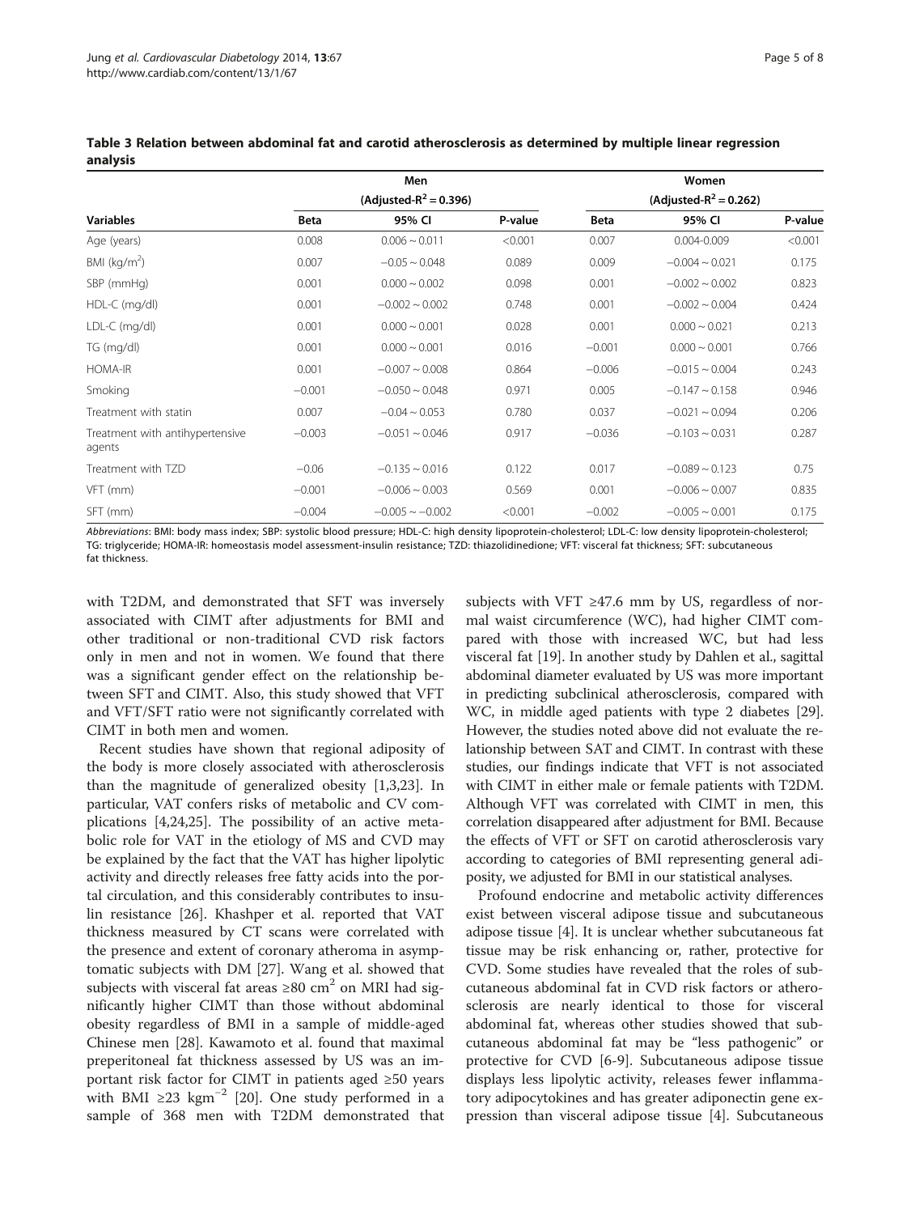**Table 3 Relation between abdominal fat and carotid atherosclerosis as determined by multiple linear regression analysis**

| Variables | Men ($Adjusted\text{-}R^2 = 0.396$) | | | Women ($Adjusted\text{-}R^2 = 0.262$) | | |
|---|---|---|---|---|---|---|
| | Beta | 95% CI | P-value | Beta | 95% CI | P-value |
| Age (years) | 0.008 | 0.006 ~ 0.011 | <0.001 | 0.007 | 0.004-0.009 | <0.001 |
| BMI ($kg/m^2$) | 0.007 | −0.05 ~ 0.048 | 0.089 | 0.009 | −0.004 ~ 0.021 | 0.175 |
| SBP (mmHg) | 0.001 | 0.000 ~ 0.002 | 0.098 | 0.001 | −0.002 ~ 0.002 | 0.823 |
| HDL-C (mg/dl) | 0.001 | −0.002 ~ 0.002 | 0.748 | 0.001 | −0.002 ~ 0.004 | 0.424 |
| LDL-C (mg/dl) | 0.001 | 0.000 ~ 0.001 | 0.028 | 0.001 | 0.000 ~ 0.021 | 0.213 |
| TG (mg/dl) | 0.001 | 0.000 ~ 0.001 | 0.016 | −0.001 | 0.000 ~ 0.001 | 0.766 |
| HOMA-IR | 0.001 | −0.007 ~ 0.008 | 0.864 | −0.006 | −0.015 ~ 0.004 | 0.243 |
| Smoking | −0.001 | −0.050 ~ 0.048 | 0.971 | 0.005 | −0.147 ~ 0.158 | 0.946 |
| Treatment with statin | 0.007 | −0.04 ~ 0.053 | 0.780 | 0.037 | −0.021 ~ 0.094 | 0.206 |
| Treatment with antihypertensive agents | −0.003 | −0.051 ~ 0.046 | 0.917 | −0.036 | −0.103 ~ 0.031 | 0.287 |
| Treatment with TZD | −0.06 | −0.135 ~ 0.016 | 0.122 | 0.017 | −0.089 ~ 0.123 | 0.75 |
| VFT (mm) | −0.001 | −0.006 ~ 0.003 | 0.569 | 0.001 | −0.006 ~ 0.007 | 0.835 |
| SFT (mm) | −0.004 | −0.005 ~ −0.002 | <0.001 | −0.002 | −0.005 ~ 0.001 | 0.175 |

*Abbreviations*: BMI: body mass index; SBP: systolic blood pressure; HDL-C: high density lipoprotein-cholesterol; LDL-C: low density lipoprotein-cholesterol; TG: triglyceride; HOMA-IR: homeostasis model assessment-insulin resistance; TZD: thiazolidinedione; VFT: visceral fat thickness; SFT: subcutaneous fat thickness.

with T2DM, and demonstrated that SFT was inversely associated with CIMT after adjustments for BMI and other traditional or non-traditional CVD risk factors only in men and not in women. We found that there was a significant gender effect on the relationship between SFT and CIMT. Also, this study showed that VFT and VFT/SFT ratio were not significantly correlated with CIMT in both men and women.

Recent studies have shown that regional adiposity of the body is more closely associated with atherosclerosis than the magnitude of generalized obesity [1,3,23]. In particular, VAT confers risks of metabolic and CV complications [4,24,25]. The possibility of an active metabolic role for VAT in the etiology of MS and CVD may be explained by the fact that the VAT has higher lipolytic activity and directly releases free fatty acids into the portal circulation, and this considerably contributes to insulin resistance [26]. Khashper et al. reported that VAT thickness measured by CT scans were correlated with the presence and extent of coronary atheroma in asymptomatic subjects with DM [27]. Wang et al. showed that subjects with visceral fat areas ≥80 $cm^2$ on MRI had significantly higher CIMT than those without abdominal obesity regardless of BMI in a sample of middle-aged Chinese men [28]. Kawamoto et al. found that maximal preperitoneal fat thickness assessed by US was an important risk factor for CIMT in patients aged ≥50 years with BMI ≥23 $kgm^{-2}$ [20]. One study performed in a sample of 368 men with T2DM demonstrated that subjects with VFT ≥47.6 mm by US, regardless of normal waist circumference (WC), had higher CIMT compared with those with increased WC, but had less visceral fat [19]. In another study by Dahlen et al., sagittal abdominal diameter evaluated by US was more important in predicting subclinical atherosclerosis, compared with WC, in middle aged patients with type 2 diabetes [29]. However, the studies noted above did not evaluate the relationship between SAT and CIMT. In contrast with these studies, our findings indicate that VFT is not associated with CIMT in either male or female patients with T2DM. Although VFT was correlated with CIMT in men, this correlation disappeared after adjustment for BMI. Because the effects of VFT or SFT on carotid atherosclerosis vary according to categories of BMI representing general adiposity, we adjusted for BMI in our statistical analyses.

Profound endocrine and metabolic activity differences exist between visceral adipose tissue and subcutaneous adipose tissue [4]. It is unclear whether subcutaneous fat tissue may be risk enhancing or, rather, protective for CVD. Some studies have revealed that the roles of subcutaneous abdominal fat in CVD risk factors or atherosclerosis are nearly identical to those for visceral abdominal fat, whereas other studies showed that subcutaneous abdominal fat may be "less pathogenic" or protective for CVD [6-9]. Subcutaneous adipose tissue displays less lipolytic activity, releases fewer inflammatory adipocytokines and has greater adiponectin gene expression than visceral adipose tissue [4]. Subcutaneous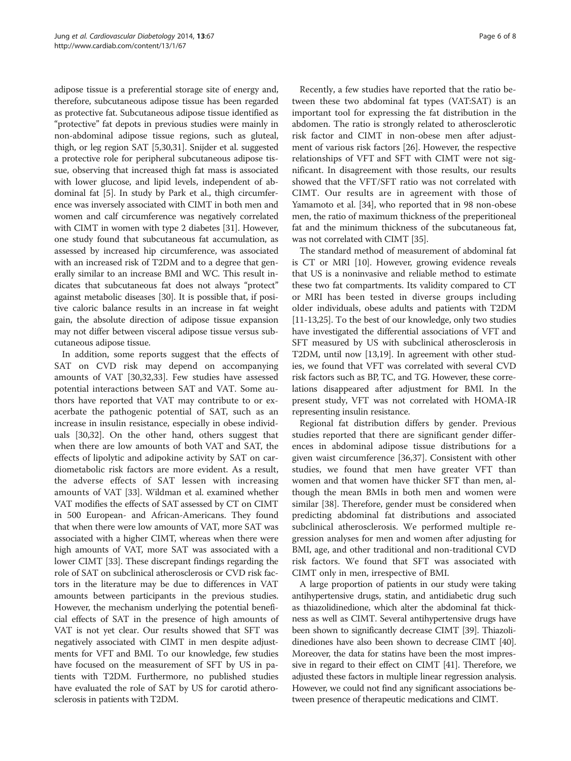adipose tissue is a preferential storage site of energy and, therefore, subcutaneous adipose tissue has been regarded as protective fat. Subcutaneous adipose tissue identified as "protective" fat depots in previous studies were mainly in non-abdominal adipose tissue regions, such as gluteal, thigh, or leg region SAT [5,30,31]. Snijder et al. suggested a protective role for peripheral subcutaneous adipose tissue, observing that increased thigh fat mass is associated with lower glucose, and lipid levels, independent of abdominal fat [5]. In study by Park et al., thigh circumference was inversely associated with CIMT in both men and women and calf circumference was negatively correlated with CIMT in women with type 2 diabetes [31]. However, one study found that subcutaneous fat accumulation, as assessed by increased hip circumference, was associated with an increased risk of T2DM and to a degree that generally similar to an increase BMI and WC. This result indicates that subcutaneous fat does not always "protect" against metabolic diseases [30]. It is possible that, if positive caloric balance results in an increase in fat weight gain, the absolute direction of adipose tissue expansion may not differ between visceral adipose tissue versus subcutaneous adipose tissue.

In addition, some reports suggest that the effects of SAT on CVD risk may depend on accompanying amounts of VAT [30,32,33]. Few studies have assessed potential interactions between SAT and VAT. Some authors have reported that VAT may contribute to or exacerbate the pathogenic potential of SAT, such as an increase in insulin resistance, especially in obese individuals [30,32]. On the other hand, others suggest that when there are low amounts of both VAT and SAT, the effects of lipolytic and adipokine activity by SAT on cardiometabolic risk factors are more evident. As a result, the adverse effects of SAT lessen with increasing amounts of VAT [33]. Wildman et al. examined whether VAT modifies the effects of SAT assessed by CT on CIMT in 500 European- and African-Americans. They found that when there were low amounts of VAT, more SAT was associated with a higher CIMT, whereas when there were high amounts of VAT, more SAT was associated with a lower CIMT [33]. These discrepant findings regarding the role of SAT on subclinical atherosclerosis or CVD risk factors in the literature may be due to differences in VAT amounts between participants in the previous studies. However, the mechanism underlying the potential beneficial effects of SAT in the presence of high amounts of VAT is not yet clear. Our results showed that SFT was negatively associated with CIMT in men despite adjustments for VFT and BMI. To our knowledge, few studies have focused on the measurement of SFT by US in patients with T2DM. Furthermore, no published studies have evaluated the role of SAT by US for carotid atherosclerosis in patients with T2DM.

Recently, a few studies have reported that the ratio between these two abdominal fat types (VAT:SAT) is an important tool for expressing the fat distribution in the abdomen. The ratio is strongly related to atherosclerotic risk factor and CIMT in non-obese men after adjustment of various risk factors [26]. However, the respective relationships of VFT and SFT with CIMT were not significant. In disagreement with those results, our results showed that the VFT/SFT ratio was not correlated with CIMT. Our results are in agreement with those of Yamamoto et al. [34], who reported that in 98 non-obese men, the ratio of maximum thickness of the preperitioneal fat and the minimum thickness of the subcutaneous fat, was not correlated with CIMT [35].

The standard method of measurement of abdominal fat is CT or MRI [10]. However, growing evidence reveals that US is a noninvasive and reliable method to estimate these two fat compartments. Its validity compared to CT or MRI has been tested in diverse groups including older individuals, obese adults and patients with T2DM [11-13,25]. To the best of our knowledge, only two studies have investigated the differential associations of VFT and SFT measured by US with subclinical atherosclerosis in T2DM, until now [13,19]. In agreement with other studies, we found that VFT was correlated with several CVD risk factors such as BP, TC, and TG. However, these correlations disappeared after adjustment for BMI. In the present study, VFT was not correlated with HOMA-IR representing insulin resistance.

Regional fat distribution differs by gender. Previous studies reported that there are significant gender differences in abdominal adipose tissue distributions for a given waist circumference [36,37]. Consistent with other studies, we found that men have greater VFT than women and that women have thicker SFT than men, although the mean BMIs in both men and women were similar [38]. Therefore, gender must be considered when predicting abdominal fat distributions and associated subclinical atherosclerosis. We performed multiple regression analyses for men and women after adjusting for BMI, age, and other traditional and non-traditional CVD risk factors. We found that SFT was associated with CIMT only in men, irrespective of BMI.

A large proportion of patients in our study were taking antihypertensive drugs, statin, and antidiabetic drug such as thiazolidinedione, which alter the abdominal fat thickness as well as CIMT. Several antihypertensive drugs have been shown to significantly decrease CIMT [39]. Thiazolidinediones have also been shown to decrease CIMT [40]. Moreover, the data for statins have been the most impressive in regard to their effect on CIMT [41]. Therefore, we adjusted these factors in multiple linear regression analysis. However, we could not find any significant associations between presence of therapeutic medications and CIMT.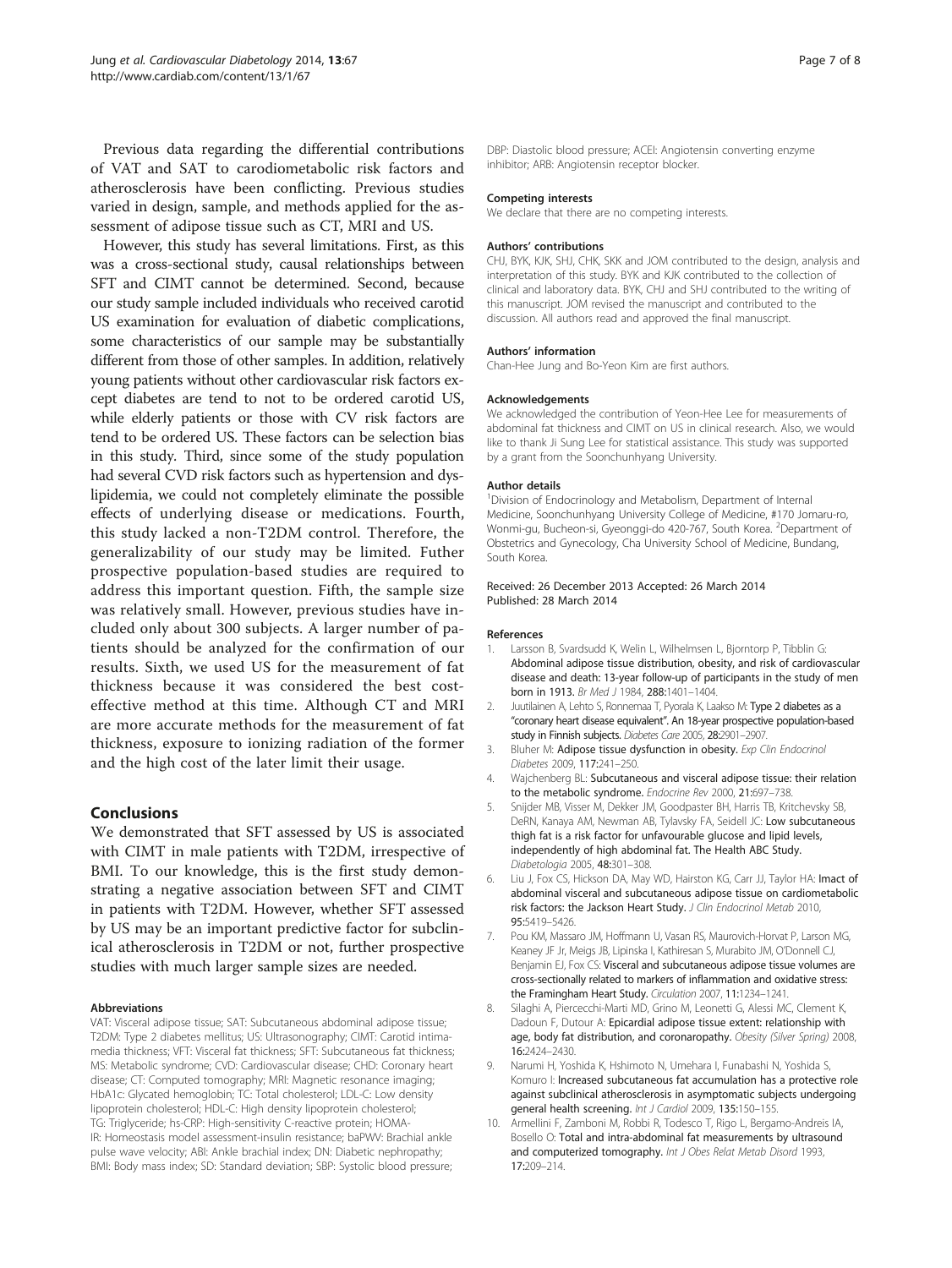Previous data regarding the differential contributions of VAT and SAT to carodiometabolic risk factors and atherosclerosis have been conflicting. Previous studies varied in design, sample, and methods applied for the assessment of adipose tissue such as CT, MRI and US.

However, this study has several limitations. First, as this was a cross-sectional study, causal relationships between SFT and CIMT cannot be determined. Second, because our study sample included individuals who received carotid US examination for evaluation of diabetic complications, some characteristics of our sample may be substantially different from those of other samples. In addition, relatively young patients without other cardiovascular risk factors except diabetes are tend to not to be ordered carotid US, while elderly patients or those with CV risk factors are tend to be ordered US. These factors can be selection bias in this study. Third, since some of the study population had several CVD risk factors such as hypertension and dyslipidemia, we could not completely eliminate the possible effects of underlying disease or medications. Fourth, this study lacked a non-T2DM control. Therefore, the generalizability of our study may be limited. Futher prospective population-based studies are required to address this important question. Fifth, the sample size was relatively small. However, previous studies have included only about 300 subjects. A larger number of patients should be analyzed for the confirmation of our results. Sixth, we used US for the measurement of fat thickness because it was considered the best cost-effective method at this time. Although CT and MRI are more accurate methods for the measurement of fat thickness, exposure to ionizing radiation of the former and the high cost of the later limit their usage.

## Conclusions

We demonstrated that SFT assessed by US is associated with CIMT in male patients with T2DM, irrespective of BMI. To our knowledge, this is the first study demonstrating a negative association between SFT and CIMT in patients with T2DM. However, whether SFT assessed by US may be an important predictive factor for subclinical atherosclerosis in T2DM or not, further prospective studies with much larger sample sizes are needed.

#### Abbreviations

VAT: Visceral adipose tissue; SAT: Subcutaneous abdominal adipose tissue; T2DM: Type 2 diabetes mellitus; US: Ultrasonography; CIMT: Carotid intima-media thickness; VFT: Visceral fat thickness; SFT: Subcutaneous fat thickness; MS: Metabolic syndrome; CVD: Cardiovascular disease; CHD: Coronary heart disease; CT: Computed tomography; MRI: Magnetic resonance imaging; HbA1c: Glycated hemoglobin; TC: Total cholesterol; LDL-C: Low density lipoprotein cholesterol; HDL-C: High density lipoprotein cholesterol; TG: Triglyceride; hs-CRP: High-sensitivity C-reactive protein; HOMA-IR: Homeostasis model assessment-insulin resistance; baPWV: Brachial ankle pulse wave velocity; ABI: Ankle brachial index; DN: Diabetic nephropathy; BMI: Body mass index; SD: Standard deviation; SBP: Systolic blood pressure; DBP: Diastolic blood pressure; ACEI: Angiotensin converting enzyme inhibitor; ARB: Angiotensin receptor blocker.

#### Competing interests

We declare that there are no competing interests.

#### Authors' contributions

CHJ, BYK, KJK, SHJ, CHK, SKK and JOM contributed to the design, analysis and interpretation of this study. BYK and KJK contributed to the collection of clinical and laboratory data. BYK, CHJ and SHJ contributed to the writing of this manuscript. JOM revised the manuscript and contributed to the discussion. All authors read and approved the final manuscript.

#### Authors' information

Chan-Hee Jung and Bo-Yeon Kim are first authors.

#### Acknowledgements

We acknowledged the contribution of Yeon-Hee Lee for measurements of abdominal fat thickness and CIMT on US in clinical research. Also, we would like to thank Ji Sung Lee for statistical assistance. This study was supported by a grant from the Soonchunhyang University.

#### Author details

[1]Division of Endocrinology and Metabolism, Department of Internal Medicine, Soonchunhyang University College of Medicine, #170 Jomaru-ro, Wonmi-gu, Bucheon-si, Gyeonggi-do 420-767, South Korea. [2]Department of Obstetrics and Gynecology, Cha University School of Medicine, Bundang, South Korea.

Received: 26 December 2013 Accepted: 26 March 2014
Published: 28 March 2014

#### References

1. Larsson B, Svardsudd K, Welin L, Wilhelmsen L, Bjorntorp P, Tibblin G: **Abdominal adipose tissue distribution, obesity, and risk of cardiovascular disease and death: 13-year follow-up of participants in the study of men born in 1913.** *Br Med J* 1984, **288:**1401–1404.
2. Juutilainen A, Lehto S, Ronnemaa T, Pyorala K, Laakso M: **Type 2 diabetes as a "coronary heart disease equivalent". An 18-year prospective population-based study in Finnish subjects.** *Diabetes Care* 2005, **28:**2901–2907.
3. Bluher M: **Adipose tissue dysfunction in obesity.** *Exp Clin Endocrinol Diabetes* 2009, **117:**241–250.
4. Wajchenberg BL: **Subcutaneous and visceral adipose tissue: their relation to the metabolic syndrome.** *Endocrine Rev* 2000, **21:**697–738.
5. Snijder MB, Visser M, Dekker JM, Goodpaster BH, Harris TB, Kritchevsky SB, DeRN, Kanaya AM, Newman AB, Tylavsky FA, Seidell JC: **Low subcutaneous thigh fat is a risk factor for unfavourable glucose and lipid levels, independently of high abdominal fat. The Health ABC Study.** *Diabetologia* 2005, **48:**301–308.
6. Liu J, Fox CS, Hickson DA, May WD, Hairston KG, Carr JJ, Taylor HA: **Imact of abdominal visceral and subcutaneous adipose tissue on cardiometabolic risk factors: the Jackson Heart Study.** *J Clin Endocrinol Metab* 2010, **95:**5419–5426.
7. Pou KM, Massaro JM, Hoffmann U, Vasan RS, Maurovich-Horvat P, Larson MG, Keaney JF Jr, Meigs JB, Lipinska I, Kathiresan S, Murabito JM, O'Donnell CJ, Benjamin EJ, Fox CS: **Visceral and subcutaneous adipose tissue volumes are cross-sectionally related to markers of inflammation and oxidative stress: the Framingham Heart Study.** *Circulation* 2007, **11:**1234–1241.
8. Silaghi A, Piercecchi-Marti MD, Grino M, Leonetti G, Alessi MC, Clement K, Dadoun F, Dutour A: **Epicardial adipose tissue extent: relationship with age, body fat distribution, and coronaropathy.** *Obesity (Silver Spring)* 2008, **16:**2424–2430.
9. Narumi H, Yoshida K, Hshimoto N, Umehara I, Funabashi N, Yoshida S, Komuro I: **Increased subcutaneous fat accumulation has a protective role against subclinical atherosclerosis in asymptomatic subjects undergoing general health screening.** *Int J Cardiol* 2009, **135:**150–155.
10. Armellini F, Zamboni M, Robbi R, Todesco T, Rigo L, Bergamo-Andreis IA, Bosello O: **Total and intra-abdominal fat measurements by ultrasound and computerized tomography.** *Int J Obes Relat Metab Disord* 1993, **17:**209–214.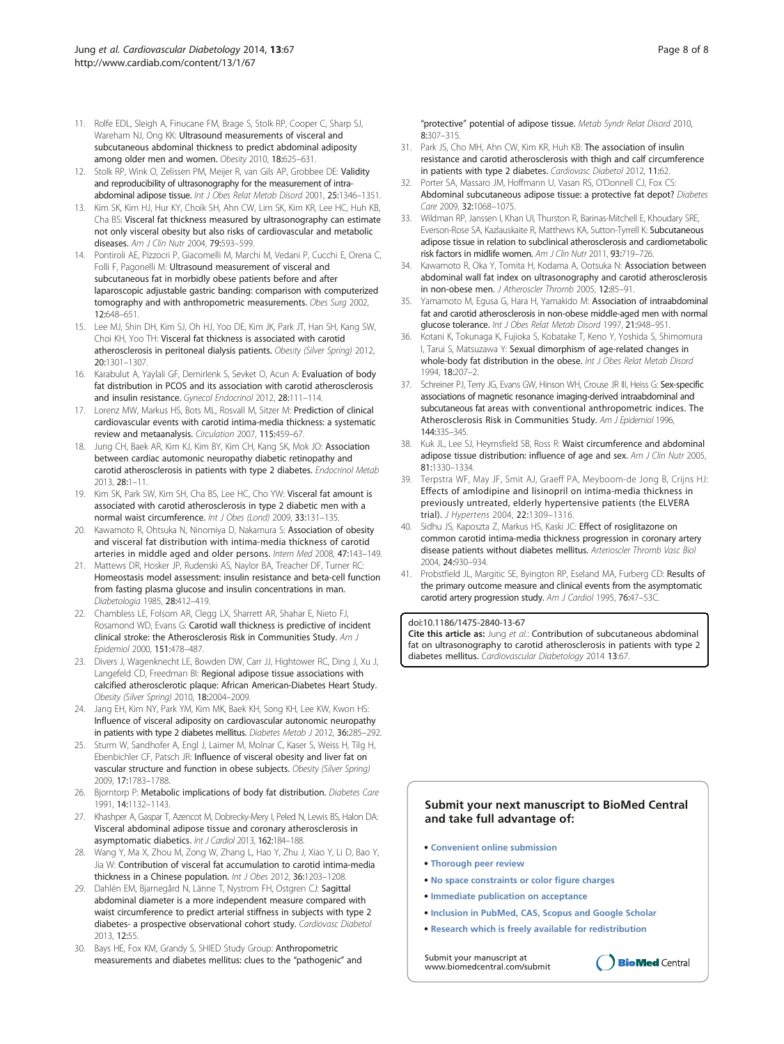11. Rolfe EDL, Sleigh A, Finucane FM, Brage S, Stolk RP, Cooper C, Sharp SJ, Wareham NJ, Ong KK: **Ultrasound measurements of visceral and subcutaneous abdominal thickness to predict abdominal adiposity among older men and women.** *Obesity* 2010, **18:**625–631.
12. Stolk RP, Wink O, Zelissen PM, Meijer R, van Gils AP, Grobbee DE: **Validity and reproducibility of ultrasonography for the measurement of intra-abdominal adipose tissue.** *Int J Obes Relat Metab Disord* 2001, **25:**1346–1351.
13. Kim SK, Kim HJ, Hur KY, Choik SH, Ahn CW, Lim SK, Kim KR, Lee HC, Huh KB, Cha BS: **Visceral fat thickness measured by ultrasonography can estimate not only visceral obesity but also risks of cardiovascular and metabolic diseases.** *Am J Clin Nutr* 2004, **79:**593–599.
14. Pontiroli AE, Pizzocri P, Giacomelli M, Marchi M, Vedani P, Cucchi E, Orena C, Folli F, Pagonelli M: **Ultrasound measurement of visceral and subcutaneous fat in morbidly obese patients before and after laparoscopic adjustable gastric banding: comparison with computerized tomography and with anthropometric measurements.** *Obes Surg* 2002, **12:**648–651.
15. Lee MJ, Shin DH, Kim SJ, Oh HJ, Yoo DE, Kim JK, Park JT, Han SH, Kang SW, Choi KH, Yoo TH: **Visceral fat thickness is associated with carotid atherosclerosis in peritoneal dialysis patients.** *Obesity (Silver Spring)* 2012, **20:**1301–1307.
16. Karabulut A, Yaylali GF, Demirlenk S, Sevket O, Acun A: **Evaluation of body fat distribution in PCOS and its association with carotid atherosclerosis and insulin resistance.** *Gynecol Endocrinol* 2012, **28:**111–114.
17. Lorenz MW, Markus HS, Bots ML, Rosvall M, Sitzer M: **Prediction of clinical cardiovascular events with carotid intima-media thickness: a systematic review and metaanalysis.** *Circulation* 2007, **115:**459–67.
18. Jung CH, Baek AR, Kim KJ, Kim BY, Kim CH, Kang SK, Mok JO: **Association between cardiac autonomic neuropathy diabetic retinopathy and carotid atherosclerosis in patients with type 2 diabetes.** *Endocrinol Metab* 2013, **28:**1–11.
19. Kim SK, Park SW, Kim SH, Cha BS, Lee HC, Cho YW: **Visceral fat amount is associated with carotid atherosclerosis in type 2 diabetic men with a normal waist circumference.** *Int J Obes (Lond)* 2009, **33:**131–135.
20. Kawamoto R, Ohtsuka N, Ninomiya D, Nakamura S: **Association of obesity and visceral fat distribution with intima-media thickness of carotid arteries in middle aged and older persons.** *Intern Med* 2008, **47:**143–149.
21. Mattews DR, Hosker JP, Rudenski AS, Naylor BA, Treacher DF, Turner RC: **Homeostasis model assessment: insulin resistance and beta-cell function from fasting plasma glucose and insulin concentrations in man.** *Diabetologia* 1985, **28:**412–419.
22. Chambless LE, Folsom AR, Clegg LX, Sharrett AR, Shahar E, Nieto FJ, Rosamond WD, Evans G: **Carotid wall thickness is predictive of incident clinical stroke: the Atherosclerosis Risk in Communities Study.** *Am J Epidemiol* 2000, **151:**478–487.
23. Divers J, Wagenknecht LE, Bowden DW, Carr JJ, Hightower RC, Ding J, Xu J, Langefeld CD, Freedman BI: **Regional adipose tissue associations with calcified atherosclerotic plaque: African American-Diabetes Heart Study.** *Obesity (Silver Spring)* 2010, **18:**2004–2009.
24. Jang EH, Kim NY, Park YM, Kim MK, Baek KH, Song KH, Lee KW, Kwon HS: **Influence of visceral adiposity on cardiovascular autonomic neuropathy in patients with type 2 diabetes mellitus.** *Diabetes Metab J* 2012, **36:**285–292.
25. Sturm W, Sandhofer A, Engl J, Laimer M, Molnar C, Kaser S, Weiss H, Tilg H, Ebenbichler CF, Patsch JR: **Influence of visceral obesity and liver fat on vascular structure and function in obese subjects.** *Obesity (Silver Spring)* 2009, **17:**1783–1788.
26. Bjorntorp P: **Metabolic implications of body fat distribution.** *Diabetes Care* 1991, **14:**1132–1143.
27. Khashper A, Gaspar T, Azencot M, Dobrecky-Mery I, Peled N, Lewis BS, Halon DA: **Visceral abdominal adipose tissue and coronary atherosclerosis in asymptomatic diabetics.** *Int J Cardiol* 2013, **162:**184–188.
28. Wang Y, Ma X, Zhou M, Zong W, Zhang L, Hao Y, Zhu J, Xiao Y, Li D, Bao Y, Jia W: **Contribution of visceral fat accumulation to carotid intima-media thickness in a Chinese population.** *Int J Obes* 2012, **36:**1203–1208.
29. Dahlén EM, Bjarnegård N, Länne T, Nystrom FH, Ostgren CJ: **Sagittal abdominal diameter is a more independent measure compared with waist circumference to predict arterial stiffness in subjects with type 2 diabetes- a prospective observational cohort study.** *Cardiovasc Diabetol* 2013, **12:**55.
30. Bays HE, Fox KM, Grandy S, SHIED Study Group: **Anthropometric measurements and diabetes mellitus: clues to the "pathogenic" and "protective" potential of adipose tissue.** *Metab Syndr Relat Disord* 2010, **8:**307–315.
31. Park JS, Cho MH, Ahn CW, Kim KR, Huh KB: **The association of insulin resistance and carotid atherosclerosis with thigh and calf circumference in patients with type 2 diabetes.** *Cardiovasc Diabetol* 2012, **11:**62.
32. Porter SA, Massaro JM, Hoffmann U, Vasan RS, O'Donnell CJ, Fox CS: **Abdominal subcutaneous adipose tissue: a protective fat depot?** *Diabetes Care* 2009, **32:**1068–1075.
33. Wildman RP, Janssen I, Khan UI, Thurston R, Barinas-Mitchell E, Khoudary SRE, Everson-Rose SA, Kazlauskaite R, Matthews KA, Sutton-Tyrrell K: **Subcutaneous adipose tissue in relation to subclinical atherosclerosis and cardiometabolic risk factors in midlife women.** *Am J Clin Nutr* 2011, **93:**719–726.
34. Kawamoto R, Oka Y, Tomita H, Kodama A, Ootsuka N: **Association between abdominal wall fat index on ultrasonography and carotid atherosclerosis in non-obese men.** *J Atheroscler Thromb* 2005, **12:**85–91.
35. Yamamoto M, Egusa G, Hara H, Yamakido M: **Association of intraabdominal fat and carotid atherosclerosis in non-obese middle-aged men with normal glucose tolerance.** *Int J Obes Relat Metab Disord* 1997, **21:**948–951.
36. Kotani K, Tokunaga K, Fujioka S, Kobatake T, Keno Y, Yoshida S, Shimomura I, Tarui S, Matsuzawa Y: **Sexual dimorphism of age-related changes in whole-body fat distribution in the obese.** *Int J Obes Relat Metab Disord* 1994, **18:**207–2.
37. Schreiner PJ, Terry JG, Evans GW, Hinson WH, Crouse JR III, Heiss G: **Sex-specific associations of magnetic resonance imaging-derived intraabdominal and subcutaneous fat areas with conventional anthropometric indices. The Atherosclerosis Risk in Communities Study.** *Am J Epidemiol* 1996, **144:**335–345.
38. Kuk JL, Lee SJ, Heymsfield SB, Ross R: **Waist circumference and abdominal adipose tissue distribution: influence of age and sex.** *Am J Clin Nutr* 2005, **81:**1330–1334.
39. Terpstra WF, May JF, Smit AJ, Graeff PA, Meyboom-de Jong B, Crijns HJ: **Effects of amlodipine and lisinopril on intima-media thickness in previously untreated, elderly hypertensive patients (the ELVERA trial).** *J Hypertens* 2004, **22:**1309–1316.
40. Sidhu JS, Kaposzta Z, Markus HS, Kaski JC: **Effect of rosiglitazone on common carotid intima-media thickness progression in coronary artery disease patients without diabetes mellitus.** *Arterioscler Thromb Vasc Biol* 2004, **24:**930–934.
41. Probstfield JL, Margitic SE, Byington RP, Eseland MA, Furberg CD: **Results of the primary outcome measure and clinical events from the asymptomatic carotid artery progression study.** *Am J Cardiol* 1995, **76:**47–53C.

doi:10.1186/1475-2840-13-67

**Cite this article as:** Jung *et al.*: Contribution of subcutaneous abdominal fat on ultrasonography to carotid atherosclerosis in patients with type 2 diabetes mellitus. *Cardiovascular Diabetology* 2014 **13**:67.

**Submit your next manuscript to BioMed Central and take full advantage of:**

- **Convenient online submission**
- **Thorough peer review**
- **No space constraints or color figure charges**
- **Immediate publication on acceptance**
- **Inclusion in PubMed, CAS, Scopus and Google Scholar**
- **Research which is freely available for redistribution**

Submit your manuscript at
www.biomedcentral.com/submit

BioMed Central